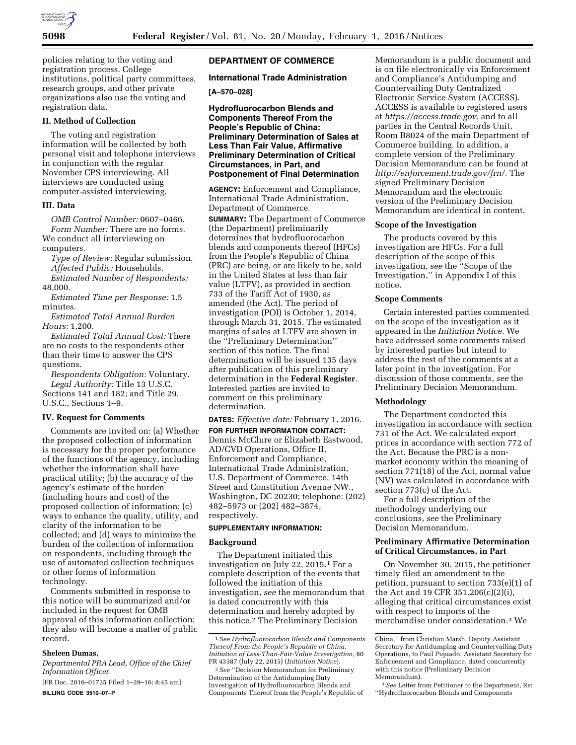policies relating to the voting and registration process. College institutions, political party committees, research groups, and other private organizations also use the voting and registration data.

## II. Method of Collection

The voting and registration information will be collected by both personal visit and telephone interviews in conjunction with the regular November CPS interviewing. All interviews are conducted using computer-assisted interviewing.

## III. Data

*OMB Control Number:* 0607–0466.

*Form Number:* There are no forms. We conduct all interviewing on computers.

*Type of Review:* Regular submission.

*Affected Public:* Households.

*Estimated Number of Respondents:* 48,000.

*Estimated Time per Response:* 1.5 minutes.

*Estimated Total Annual Burden Hours:* 1,200.

*Estimated Total Annual Cost:* There are no costs to the respondents other than their time to answer the CPS questions.

*Respondents Obligation:* Voluntary.

*Legal Authority:* Title 13 U.S.C. Sections 141 and 182; and Title 29, U.S.C., Sections 1–9.

## IV. Request for Comments

Comments are invited on: (a) Whether the proposed collection of information is necessary for the proper performance of the functions of the agency, including whether the information shall have practical utility; (b) the accuracy of the agency's estimate of the burden (including hours and cost) of the proposed collection of information; (c) ways to enhance the quality, utility, and clarity of the information to be collected; and (d) ways to minimize the burden of the collection of information on respondents, including through the use of automated collection techniques or other forms of information technology.

Comments submitted in response to this notice will be summarized and/or included in the request for OMB approval of this information collection; they also will become a matter of public record.

**Sheleen Dumas,**

*Departmental PRA Lead, Office of the Chief Information Officer.*

[FR Doc. 2016–01725 Filed 1–29–16; 8:45 am]

**BILLING CODE 3510–07–P**

# DEPARTMENT OF COMMERCE

## International Trade Administration

**[A–570–028]**

## Hydrofluorocarbon Blends and Components Thereof From the People's Republic of China: Preliminary Determination of Sales at Less Than Fair Value, Affirmative Preliminary Determination of Critical Circumstances, in Part, and Postponement of Final Determination

**AGENCY:** Enforcement and Compliance, International Trade Administration, Department of Commerce.

**SUMMARY:** The Department of Commerce (the Department) preliminarily determines that hydrofluorocarbon blends and components thereof (HFCs) from the People's Republic of China (PRC) are being, or are likely to be, sold in the United States at less than fair value (LTFV), as provided in section 733 of the Tariff Act of 1930, as amended (the Act). The period of investigation (POI) is October 1, 2014, through March 31, 2015. The estimated margins of sales at LTFV are shown in the ''Preliminary Determination'' section of this notice. The final determination will be issued 135 days after publication of this preliminary determination in the **Federal Register**. Interested parties are invited to comment on this preliminary determination.

**DATES:** *Effective date:* February 1, 2016.

**FOR FURTHER INFORMATION CONTACT:** Dennis McClure or Elizabeth Eastwood, AD/CVD Operations, Office II, Enforcement and Compliance, International Trade Administration, U.S. Department of Commerce, 14th Street and Constitution Avenue NW., Washington, DC 20230; telephone: (202) 482–5973 or (202) 482–3874, respectively.

**SUPPLEMENTARY INFORMATION:**

### Background

The Department initiated this investigation on July 22, 2015.[1] For a complete description of the events that followed the initiation of this investigation, *see* the memorandum that is dated concurrently with this determination and hereby adopted by this notice.[2] The Preliminary Decision Memorandum is a public document and is on file electronically via Enforcement and Compliance's Antidumping and Countervailing Duty Centralized Electronic Service System (ACCESS). ACCESS is available to registered users at *https://access.trade.gov,* and to all parties in the Central Records Unit, Room B8024 of the main Department of Commerce building. In addition, a complete version of the Preliminary Decision Memorandum can be found at *http://enforcement.trade.gov/frn/.* The signed Preliminary Decision Memorandum and the electronic version of the Preliminary Decision Memorandum are identical in content.

### Scope of the Investigation

The products covered by this investigation are HFCs. For a full description of the scope of this investigation, *see* the ''Scope of the Investigation,'' in Appendix I of this notice.

### Scope Comments

Certain interested parties commented on the scope of the investigation as it appeared in the *Initiation Notice.* We have addressed some comments raised by interested parties but intend to address the rest of the comments at a later point in the investigation. For discussion of those comments, *see* the Preliminary Decision Memorandum.

### Methodology

The Department conducted this investigation in accordance with section 731 of the Act. We calculated export prices in accordance with section 772 of the Act. Because the PRC is a non-market economy within the meaning of section 771(18) of the Act, normal value (NV) was calculated in accordance with section 773(c) of the Act.

For a full description of the methodology underlying our conclusions, *see* the Preliminary Decision Memorandum.

### Preliminary Affirmative Determination of Critical Circumstances, in Part

On November 30, 2015, the petitioner timely filed an amendment to the petition, pursuant to section 733(e)(1) of the Act and 19 CFR 351.206(c)(2)(i), alleging that critical circumstances exist with respect to imports of the merchandise under consideration.[3] We

---

[1] *See Hydrofluorocarbon Blends and Components Thereof From the People's Republic of China: Initiation of Less-Than-Fair-Value Investigation,* 80 FR 43387 (July 22, 2015) (*Initiation Notice*).

[2] *See* ''Decision Memorandum for Preliminary Determination of the Antidumping Duty Investigation of Hydrofluorocarbon Blends and Components Thereof from the People's Republic of China,'' from Christian Marsh, Deputy Assistant Secretary for Antidumping and Countervailing Duty Operations, to Paul Piquado, Assistant Secretary for Enforcement and Compliance, dated concurrently with this notice (Preliminary Decision Memorandum).

[3] *See* Letter from Petitioner to the Department, Re: ''Hydrofluorocarbon Blends and Components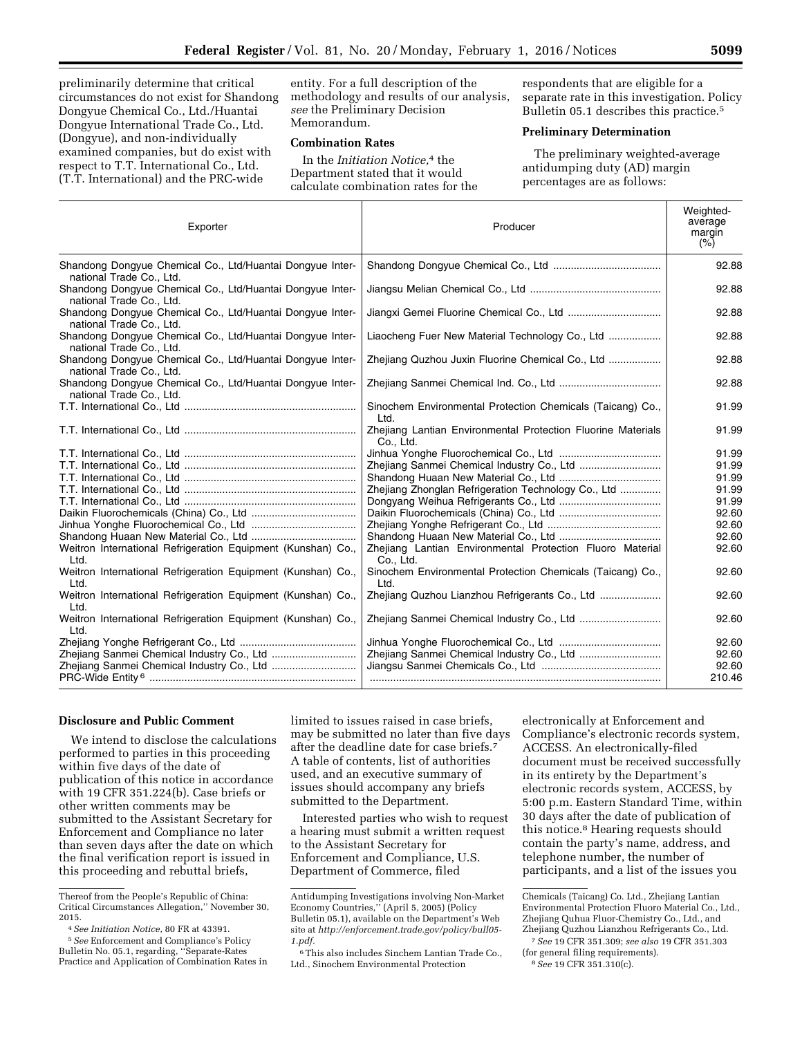preliminarily determine that critical circumstances do not exist for Shandong Dongyue Chemical Co., Ltd./Huantai Dongyue International Trade Co., Ltd. (Dongyue), and non-individually examined companies, but do exist with respect to T.T. International Co., Ltd. (T.T. International) and the PRC-wide entity. For a full description of the methodology and results of our analysis, *see* the Preliminary Decision Memorandum.

## Combination Rates

In the *Initiation Notice,*[4] the Department stated that it would calculate combination rates for the respondents that are eligible for a separate rate in this investigation. Policy Bulletin 05.1 describes this practice.[5]

## Preliminary Determination

The preliminary weighted-average antidumping duty (AD) margin percentages are as follows:

| Exporter | Producer | Weighted-average margin (%) |
|---|---|---|
| Shandong Dongyue Chemical Co., Ltd/Huantai Dongyue International Trade Co., Ltd. | Shandong Dongyue Chemical Co., Ltd | 92.88 |
| Shandong Dongyue Chemical Co., Ltd/Huantai Dongyue International Trade Co., Ltd. | Jiangsu Melian Chemical Co., Ltd | 92.88 |
| Shandong Dongyue Chemical Co., Ltd/Huantai Dongyue International Trade Co., Ltd. | Jiangxi Gemei Fluorine Chemical Co., Ltd | 92.88 |
| Shandong Dongyue Chemical Co., Ltd/Huantai Dongyue International Trade Co., Ltd. | Liaocheng Fuer New Material Technology Co., Ltd | 92.88 |
| Shandong Dongyue Chemical Co., Ltd/Huantai Dongyue International Trade Co., Ltd. | Zhejiang Quzhou Juxin Fluorine Chemical Co., Ltd | 92.88 |
| Shandong Dongyue Chemical Co., Ltd/Huantai Dongyue International Trade Co., Ltd. | Zhejiang Sanmei Chemical Ind. Co., Ltd | 92.88 |
| T.T. International Co., Ltd | Sinochem Environmental Protection Chemicals (Taicang) Co., Ltd. | 91.99 |
| T.T. International Co., Ltd | Zhejiang Lantian Environmental Protection Fluorine Materials Co., Ltd. | 91.99 |
| T.T. International Co., Ltd | Jinhua Yonghe Fluorochemical Co., Ltd | 91.99 |
| T.T. International Co., Ltd | Zhejiang Sanmei Chemical Industry Co., Ltd | 91.99 |
| T.T. International Co., Ltd | Shandong Huaan New Material Co., Ltd | 91.99 |
| T.T. International Co., Ltd | Zhejiang Zhonglan Refrigeration Technology Co., Ltd | 91.99 |
| T.T. International Co., Ltd | Dongyang Weihua Refrigerants Co., Ltd | 91.99 |
| Daikin Fluorochemicals (China) Co., Ltd | Daikin Fluorochemicals (China) Co., Ltd | 92.60 |
| Jinhua Yonghe Fluorochemical Co., Ltd | Zhejiang Yonghe Refrigerant Co., Ltd | 92.60 |
| Shandong Huaan New Material Co., Ltd | Shandong Huaan New Material Co., Ltd | 92.60 |
| Weitron International Refrigeration Equipment (Kunshan) Co., Ltd. | Zhejiang Lantian Environmental Protection Fluoro Material Co., Ltd. | 92.60 |
| Weitron International Refrigeration Equipment (Kunshan) Co., Ltd. | Sinochem Environmental Protection Chemicals (Taicang) Co., Ltd. | 92.60 |
| Weitron International Refrigeration Equipment (Kunshan) Co., Ltd. | Zhejiang Quzhou Lianzhou Refrigerants Co., Ltd | 92.60 |
| Weitron International Refrigeration Equipment (Kunshan) Co., Ltd. | Zhejiang Sanmei Chemical Industry Co., Ltd | 92.60 |
| Zhejiang Yonghe Refrigerant Co., Ltd | Jinhua Yonghe Fluorochemical Co., Ltd | 92.60 |
| Zhejiang Sanmei Chemical Industry Co., Ltd | Zhejiang Sanmei Chemical Industry Co., Ltd | 92.60 |
| Zhejiang Sanmei Chemical Industry Co., Ltd | Jiangsu Sanmei Chemicals Co., Ltd | 92.60 |
| PRC-Wide Entity[6] | | 210.46 |

## Disclosure and Public Comment

We intend to disclose the calculations performed to parties in this proceeding within five days of the date of publication of this notice in accordance with 19 CFR 351.224(b). Case briefs or other written comments may be submitted to the Assistant Secretary for Enforcement and Compliance no later than seven days after the date on which the final verification report is issued in this proceeding and rebuttal briefs, limited to issues raised in case briefs, may be submitted no later than five days after the deadline date for case briefs.[7] A table of contents, list of authorities used, and an executive summary of issues should accompany any briefs submitted to the Department.

Interested parties who wish to request a hearing must submit a written request to the Assistant Secretary for Enforcement and Compliance, U.S. Department of Commerce, filed electronically at Enforcement and Compliance's electronic records system, ACCESS. An electronically-filed document must be received successfully in its entirety by the Department's electronic records system, ACCESS, by 5:00 p.m. Eastern Standard Time, within 30 days after the date of publication of this notice.[8] Hearing requests should contain the party's name, address, and telephone number, the number of participants, and a list of the issues you

---

Thereof from the People's Republic of China: Critical Circumstances Allegation," November 30, 2015.

[4] *See Initiation Notice,* 80 FR at 43391.

[5] *See* Enforcement and Compliance's Policy Bulletin No. 05.1, regarding, "Separate-Rates Practice and Application of Combination Rates in Antidumping Investigations involving Non-Market Economy Countries," (April 5, 2005) (Policy Bulletin 05.1), available on the Department's Web site at *http://enforcement.trade.gov/policy/bull05-1.pdf.*

[6] This also includes Sinchem Lantian Trade Co., Ltd., Sinochem Environmental Protection Chemicals (Taicang) Co. Ltd., Zhejiang Lantian Environmental Protection Fluoro Material Co., Ltd., Zhejiang Quhua Fluor-Chemistry Co., Ltd., and Zhejiang Quzhou Lianzhou Refrigerants Co., Ltd.

[7] *See* 19 CFR 351.309; *see also* 19 CFR 351.303 (for general filing requirements).

[8] *See* 19 CFR 351.310(c).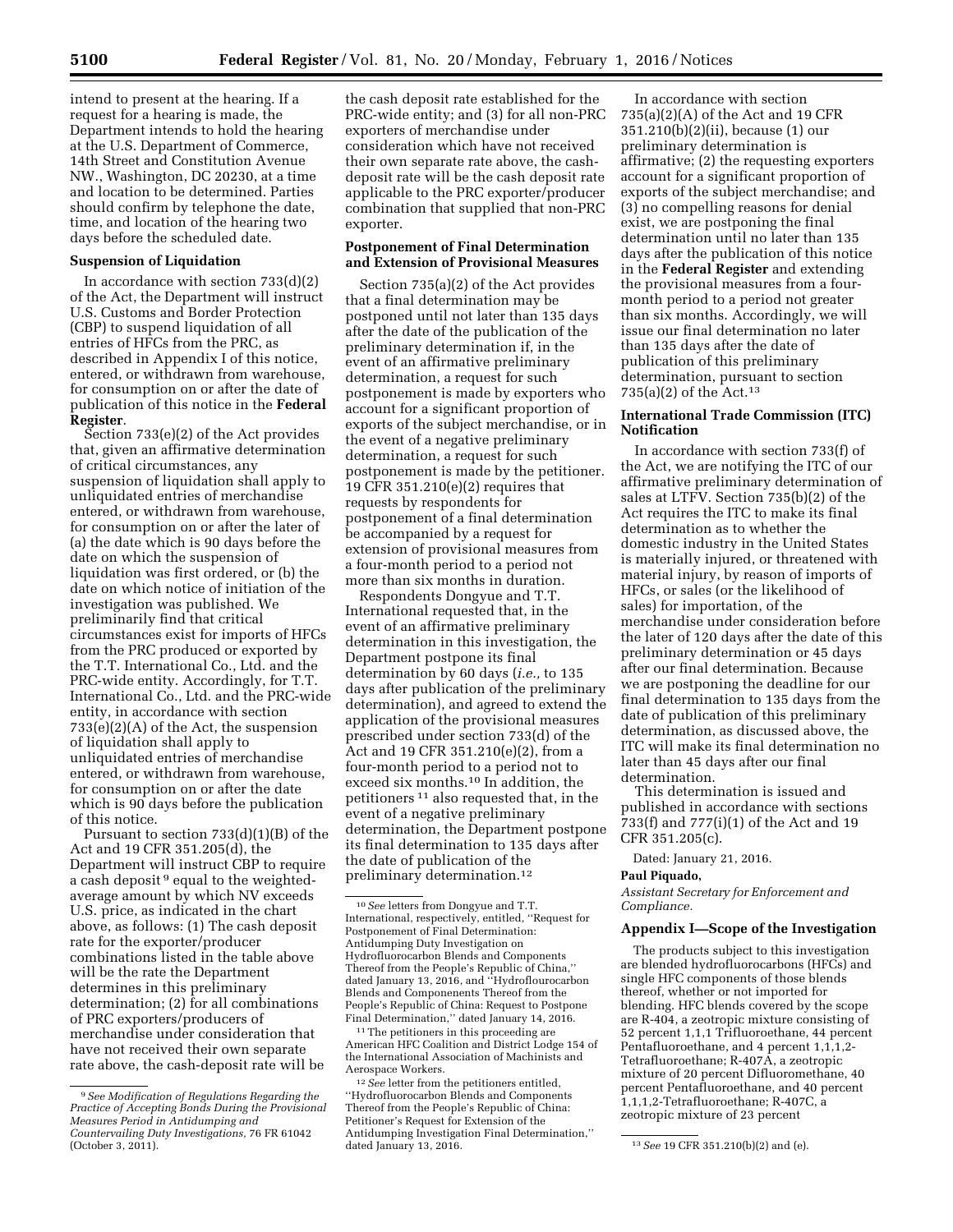intend to present at the hearing. If a request for a hearing is made, the Department intends to hold the hearing at the U.S. Department of Commerce, 14th Street and Constitution Avenue NW., Washington, DC 20230, at a time and location to be determined. Parties should confirm by telephone the date, time, and location of the hearing two days before the scheduled date.

**Suspension of Liquidation**

In accordance with section 733(d)(2) of the Act, the Department will instruct U.S. Customs and Border Protection (CBP) to suspend liquidation of all entries of HFCs from the PRC, as described in Appendix I of this notice, entered, or withdrawn from warehouse, for consumption on or after the date of publication of this notice in the **Federal Register**.

Section 733(e)(2) of the Act provides that, given an affirmative determination of critical circumstances, any suspension of liquidation shall apply to unliquidated entries of merchandise entered, or withdrawn from warehouse, for consumption on or after the later of (a) the date which is 90 days before the date on which the suspension of liquidation was first ordered, or (b) the date on which notice of initiation of the investigation was published. We preliminarily find that critical circumstances exist for imports of HFCs from the PRC produced or exported by the T.T. International Co., Ltd. and the PRC-wide entity. Accordingly, for T.T. International Co., Ltd. and the PRC-wide entity, in accordance with section 733(e)(2)(A) of the Act, the suspension of liquidation shall apply to unliquidated entries of merchandise entered, or withdrawn from warehouse, for consumption on or after the date which is 90 days before the publication of this notice.

Pursuant to section 733(d)(1)(B) of the Act and 19 CFR 351.205(d), the Department will instruct CBP to require a cash deposit [9] equal to the weighted-average amount by which NV exceeds U.S. price, as indicated in the chart above, as follows: (1) The cash deposit rate for the exporter/producer combinations listed in the table above will be the rate the Department determines in this preliminary determination; (2) for all combinations of PRC exporters/producers of merchandise under consideration that have not received their own separate rate above, the cash-deposit rate will be the cash deposit rate established for the PRC-wide entity; and (3) for all non-PRC exporters of merchandise under consideration which have not received their own separate rate above, the cash-deposit rate will be the cash deposit rate applicable to the PRC exporter/producer combination that supplied that non-PRC exporter.

**Postponement of Final Determination and Extension of Provisional Measures**

Section 735(a)(2) of the Act provides that a final determination may be postponed until not later than 135 days after the date of the publication of the preliminary determination if, in the event of an affirmative preliminary determination, a request for such postponement is made by exporters who account for a significant proportion of exports of the subject merchandise, or in the event of a negative preliminary determination, a request for such postponement is made by the petitioner. 19 CFR 351.210(e)(2) requires that requests by respondents for postponement of a final determination be accompanied by a request for extension of provisional measures from a four-month period to a period not more than six months in duration.

Respondents Dongyue and T.T. International requested that, in the event of an affirmative preliminary determination in this investigation, the Department postpone its final determination by 60 days (*i.e.,* to 135 days after publication of the preliminary determination), and agreed to extend the application of the provisional measures prescribed under section 733(d) of the Act and 19 CFR 351.210(e)(2), from a four-month period to a period not to exceed six months.[10] In addition, the petitioners [11] also requested that, in the event of a negative preliminary determination, the Department postpone its final determination to 135 days after the date of publication of the preliminary determination.[12]

In accordance with section 735(a)(2)(A) of the Act and 19 CFR 351.210(b)(2)(ii), because (1) our preliminary determination is affirmative; (2) the requesting exporters account for a significant proportion of exports of the subject merchandise; and (3) no compelling reasons for denial exist, we are postponing the final determination until no later than 135 days after the publication of this notice in the **Federal Register** and extending the provisional measures from a four-month period to a period not greater than six months. Accordingly, we will issue our final determination no later than 135 days after the date of publication of this preliminary determination, pursuant to section 735(a)(2) of the Act.[13]

**International Trade Commission (ITC) Notification**

In accordance with section 733(f) of the Act, we are notifying the ITC of our affirmative preliminary determination of sales at LTFV. Section 735(b)(2) of the Act requires the ITC to make its final determination as to whether the domestic industry in the United States is materially injured, or threatened with material injury, by reason of imports of HFCs, or sales (or the likelihood of sales) for importation, of the merchandise under consideration before the later of 120 days after the date of this preliminary determination or 45 days after our final determination. Because we are postponing the deadline for our final determination to 135 days from the date of publication of this preliminary determination, as discussed above, the ITC will make its final determination no later than 45 days after our final determination.

This determination is issued and published in accordance with sections 733(f) and 777(i)(1) of the Act and 19 CFR 351.205(c).

Dated: January 21, 2016.

**Paul Piquado,**

*Assistant Secretary for Enforcement and Compliance.*

**Appendix I—Scope of the Investigation**

The products subject to this investigation are blended hydrofluorocarbons (HFCs) and single HFC components of those blends thereof, whether or not imported for blending. HFC blends covered by the scope are R-404, a zeotropic mixture consisting of 52 percent 1,1,1 Trifluoroethane, 44 percent Pentafluoroethane, and 4 percent 1,1,1,2-Tetrafluoroethane; R-407A, a zeotropic mixture of 20 percent Difluoromethane, 40 percent Pentafluoroethane, and 40 percent 1,1,1,2-Tetrafluoroethane; R-407C, a zeotropic mixture of 23 percent

---

[9] *See Modification of Regulations Regarding the Practice of Accepting Bonds During the Provisional Measures Period in Antidumping and Countervailing Duty Investigations,* 76 FR 61042 (October 3, 2011).

[10] *See* letters from Dongyue and T.T. International, respectively, entitled, "Request for Postponement of Final Determination: Antidumping Duty Investigation on Hydrofluorocarbon Blends and Components Thereof from the People's Republic of China," dated January 13, 2016, and "Hydroflourocarbon Blends and Componenents Thereof from the People's Republic of China: Request to Postpone Final Determination," dated January 14, 2016.

[11] The petitioners in this proceeding are American HFC Coalition and District Lodge 154 of the International Association of Machinists and Aerospace Workers.

[12] *See* letter from the petitioners entitled, "Hydrofluorocarbon Blends and Components Thereof from the People's Republic of China: Petitioner's Request for Extension of the Antidumping Investigation Final Determination," dated January 13, 2016.

[13] *See* 19 CFR 351.210(b)(2) and (e).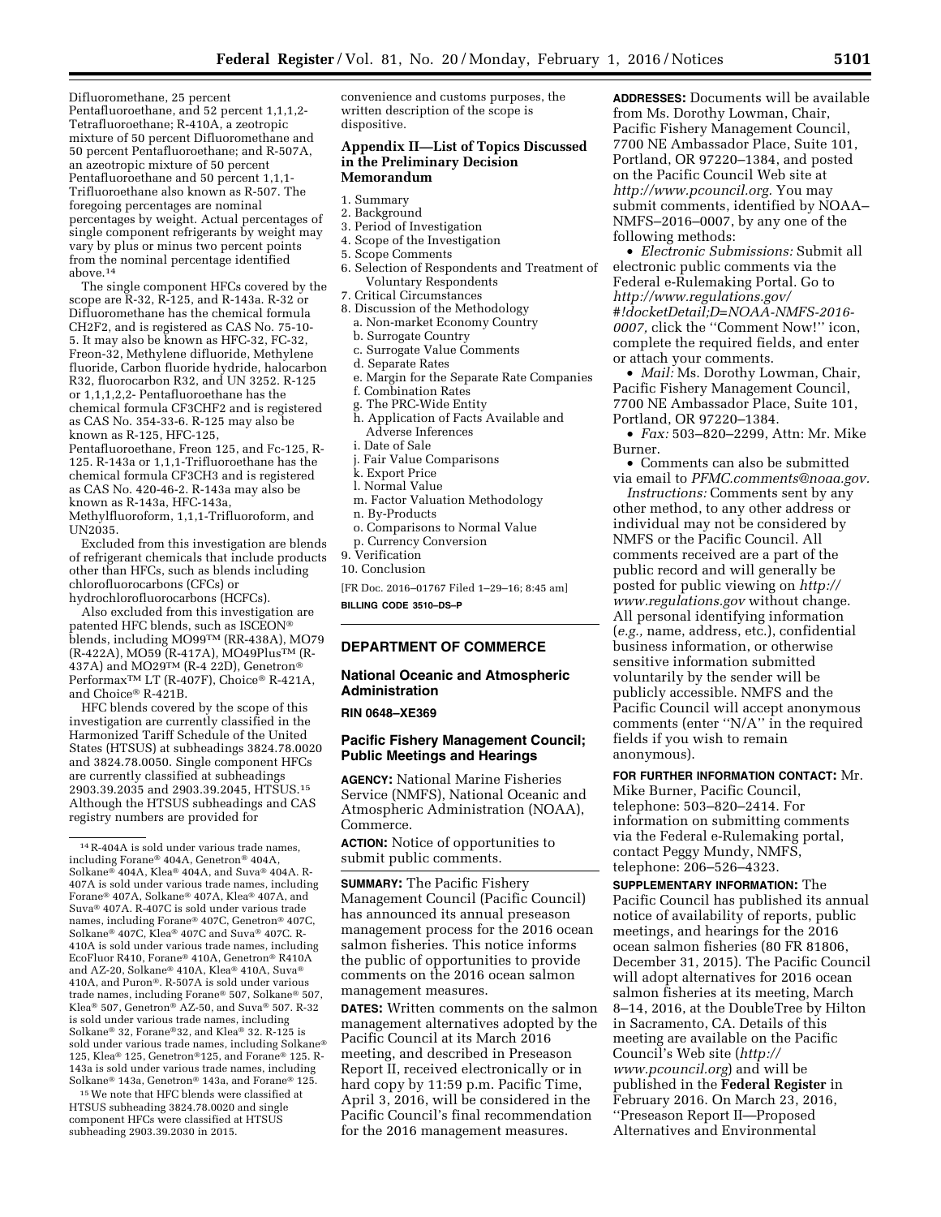Difluoromethane, 25 percent Pentafluoroethane, and 52 percent 1,1,1,2-Tetrafluoroethane; R-410A, a zeotropic mixture of 50 percent Difluoromethane and 50 percent Pentafluoroethane; and R-507A, an azeotropic mixture of 50 percent Pentafluoroethane and 50 percent 1,1,1-Trifluoroethane also known as R-507. The foregoing percentages are nominal percentages by weight. Actual percentages of single component refrigerants by weight may vary by plus or minus two percent points from the nominal percentage identified above.[14]

The single component HFCs covered by the scope are R-32, R-125, and R-143a. R-32 or Difluoromethane has the chemical formula CH2F2, and is registered as CAS No. 75-10-5. It may also be known as HFC-32, FC-32, Freon-32, Methylene difluoride, Methylene fluoride, Carbon fluoride hydride, halocarbon R32, fluorocarbon R32, and UN 3252. R-125 or 1,1,1,2,2- Pentafluoroethane has the chemical formula CF3CHF2 and is registered as CAS No. 354-33-6. R-125 may also be known as R-125, HFC-125, Pentafluoroethane, Freon 125, and Fc-125, R-125. R-143a or 1,1,1-Trifluoroethane has the chemical formula CF3CH3 and is registered as CAS No. 420-46-2. R-143a may also be known as R-143a, HFC-143a, Methylfluoroform, 1,1,1-Trifluoroform, and UN2035.

Excluded from this investigation are blends of refrigerant chemicals that include products other than HFCs, such as blends including chlorofluorocarbons (CFCs) or hydrochlorofluorocarbons (HCFCs).

Also excluded from this investigation are patented HFC blends, such as ISCEON® blends, including MO99™ (RR-438A), MO79 (R-422A), MO59 (R-417A), MO49Plus™ (R-437A) and MO29™ (R-4 22D), Genetron® Performax™ LT (R-407F), Choice® R-421A, and Choice® R-421B.

HFC blends covered by the scope of this investigation are currently classified in the Harmonized Tariff Schedule of the United States (HTSUS) at subheadings 3824.78.0020 and 3824.78.0050. Single component HFCs are currently classified at subheadings 2903.39.2035 and 2903.39.2045, HTSUS.[15] Although the HTSUS subheadings and CAS registry numbers are provided for convenience and customs purposes, the written description of the scope is dispositive.

[14] R-404A is sold under various trade names, including Forane® 404A, Genetron® 404A, Solkane® 404A, Klea® 404A, and Suva® 404A. R-407A is sold under various trade names, including Forane® 407A, Solkane® 407A, Klea® 407A, and Suva® 407A. R-407C is sold under various trade names, including Forane® 407C, Genetron® 407C, Solkane® 407C, Klea® 407C and Suva® 407C. R-410A is sold under various trade names, including EcoFluor R410, Forane® 410A, Genetron® R410A and AZ-20, Solkane® 410A, Klea® 410A, Suva® 410A, and Puron®. R-507A is sold under various trade names, including Forane® 507, Solkane® 507, Klea® 507, Genetron® AZ-50, and Suva® 507. R-32 is sold under various trade names, including Solkane® 32, Forane®32, and Klea® 32. R-125 is sold under various trade names, including Solkane® 125, Klea® 125, Genetron®125, and Forane® 125. R-143a is sold under various trade names, including Solkane® 143a, Genetron® 143a, and Forane® 125.

[15] We note that HFC blends were classified at HTSUS subheading 3824.78.0020 and single component HFCs were classified at HTSUS subheading 2903.39.2030 in 2015.

### Appendix II—List of Topics Discussed in the Preliminary Decision Memorandum

1. Summary
2. Background
3. Period of Investigation
4. Scope of the Investigation
5. Scope Comments
6. Selection of Respondents and Treatment of Voluntary Respondents
7. Critical Circumstances
8. Discussion of the Methodology
   a. Non-market Economy Country
   b. Surrogate Country
   c. Surrogate Value Comments
   d. Separate Rates
   e. Margin for the Separate Rate Companies
   f. Combination Rates
   g. The PRC-Wide Entity
   h. Application of Facts Available and Adverse Inferences
   i. Date of Sale
   j. Fair Value Comparisons
   k. Export Price
   l. Normal Value
   m. Factor Valuation Methodology
   n. By-Products
   o. Comparisons to Normal Value
   p. Currency Conversion
9. Verification
10. Conclusion

[FR Doc. 2016–01767 Filed 1–29–16; 8:45 am]

**BILLING CODE 3510–DS–P**

## DEPARTMENT OF COMMERCE

### National Oceanic and Atmospheric Administration

**RIN 0648–XE369**

### Pacific Fishery Management Council; Public Meetings and Hearings

**AGENCY:** National Marine Fisheries Service (NMFS), National Oceanic and Atmospheric Administration (NOAA), Commerce.

**ACTION:** Notice of opportunities to submit public comments.

**SUMMARY:** The Pacific Fishery Management Council (Pacific Council) has announced its annual preseason management process for the 2016 ocean salmon fisheries. This notice informs the public of opportunities to provide comments on the 2016 ocean salmon management measures.

**DATES:** Written comments on the salmon management alternatives adopted by the Pacific Council at its March 2016 meeting, and described in Preseason Report II, received electronically or in hard copy by 11:59 p.m. Pacific Time, April 3, 2016, will be considered in the Pacific Council's final recommendation for the 2016 management measures.

**ADDRESSES:** Documents will be available from Ms. Dorothy Lowman, Chair, Pacific Fishery Management Council, 7700 NE Ambassador Place, Suite 101, Portland, OR 97220–1384, and posted on the Pacific Council Web site at *http://www.pcouncil.org.* You may submit comments, identified by NOAA–NMFS–2016–0007, by any one of the following methods:

- *Electronic Submissions:* Submit all electronic public comments via the Federal e-Rulemaking Portal. Go to *http://www.regulations.gov/#!docketDetail;D=NOAA-NMFS-2016-0007,* click the "Comment Now!" icon, complete the required fields, and enter or attach your comments.
- *Mail:* Ms. Dorothy Lowman, Chair, Pacific Fishery Management Council, 7700 NE Ambassador Place, Suite 101, Portland, OR 97220–1384.
- *Fax:* 503–820–2299, Attn: Mr. Mike Burner.
- Comments can also be submitted via email to *PFMC.comments@noaa.gov.*

*Instructions:* Comments sent by any other method, to any other address or individual may not be considered by NMFS or the Pacific Council. All comments received are a part of the public record and will generally be posted for public viewing on *http://www.regulations.gov* without change. All personal identifying information (*e.g.,* name, address, etc.), confidential business information, or otherwise sensitive information submitted voluntarily by the sender will be publicly accessible. NMFS and the Pacific Council will accept anonymous comments (enter "N/A" in the required fields if you wish to remain anonymous).

**FOR FURTHER INFORMATION CONTACT:** Mr. Mike Burner, Pacific Council, telephone: 503–820–2414. For information on submitting comments via the Federal e-Rulemaking portal, contact Peggy Mundy, NMFS, telephone: 206–526–4323.

**SUPPLEMENTARY INFORMATION:** The Pacific Council has published its annual notice of availability of reports, public meetings, and hearings for the 2016 ocean salmon fisheries (80 FR 81806, December 31, 2015). The Pacific Council will adopt alternatives for 2016 ocean salmon fisheries at its meeting, March 8–14, 2016, at the DoubleTree by Hilton in Sacramento, CA. Details of this meeting are available on the Pacific Council's Web site (*http://www.pcouncil.org*) and will be published in the **Federal Register** in February 2016. On March 23, 2016, "Preseason Report II—Proposed Alternatives and Environmental